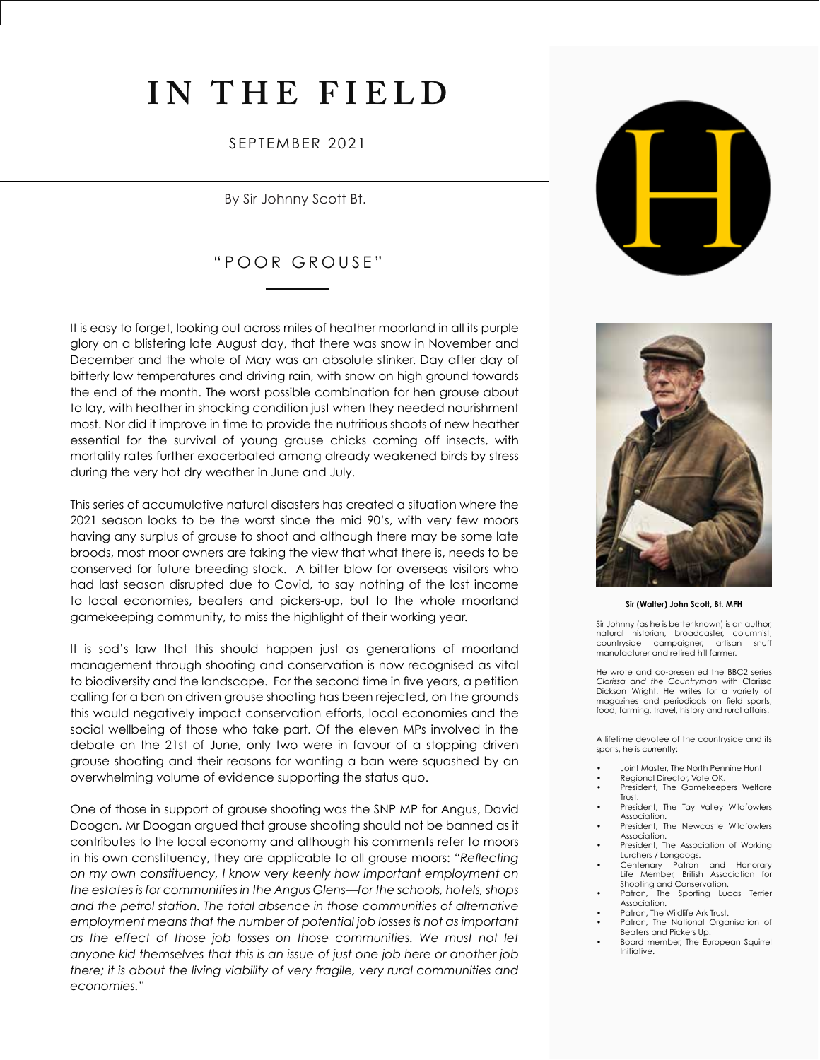# IN THE FIELD

SEPTEMBER 2021

By Sir Johnny Scott Bt.

## "POOR GROUSE"

It is easy to forget, looking out across miles of heather moorland in all its purple glory on a blistering late August day, that there was snow in November and December and the whole of May was an absolute stinker. Day after day of bitterly low temperatures and driving rain, with snow on high ground towards the end of the month. The worst possible combination for hen grouse about to lay, with heather in shocking condition just when they needed nourishment most. Nor did it improve in time to provide the nutritious shoots of new heather essential for the survival of young grouse chicks coming off insects, with mortality rates further exacerbated among already weakened birds by stress during the very hot dry weather in June and July.

This series of accumulative natural disasters has created a situation where the 2021 season looks to be the worst since the mid 90's, with very few moors having any surplus of grouse to shoot and although there may be some late broods, most moor owners are taking the view that what there is, needs to be conserved for future breeding stock. A bitter blow for overseas visitors who had last season disrupted due to Covid, to say nothing of the lost income to local economies, beaters and pickers-up, but to the whole moorland gamekeeping community, to miss the highlight of their working year.

It is sod's law that this should happen just as generations of moorland management through shooting and conservation is now recognised as vital to biodiversity and the landscape. For the second time in five years, a petition calling for a ban on driven grouse shooting has been rejected, on the grounds this would negatively impact conservation efforts, local economies and the social wellbeing of those who take part. Of the eleven MPs involved in the debate on the 21st of June, only two were in favour of a stopping driven grouse shooting and their reasons for wanting a ban were squashed by an overwhelming volume of evidence supporting the status quo.

One of those in support of grouse shooting was the SNP MP for Angus, David Doogan. Mr Doogan argued that grouse shooting should not be banned as it contributes to the local economy and although his comments refer to moors in his own constituency, they are applicable to all grouse moors: *"Reflecting on my own constituency, I know very keenly how important employment on the estates is for communities in the Angus Glens—for the schools, hotels, shops and the petrol station. The total absence in those communities of alternative employment means that the number of potential job losses is not as important as the effect of those job losses on those communities. We must not let anyone kid themselves that this is an issue of just one job here or another job there; it is about the living viability of very fragile, very rural communities and economies."*

**Sir (Walter) John Scott, Bt. MFH**

Sir Johnny (as he is better known) is an author, natural historian, broadcaster, columnist, countryside campaigner, artisan snuff manufacturer and retired hill farmer.

He wrote and co-presented the BBC2 series *Clarissa and the Countryman* with Clarissa Dickson Wright. He writes for a variety of magazines and periodicals on field sports, food, farming, travel, history and rural affairs.

A lifetime devotee of the countryside and its sports, he is currently:

- Joint Master, The North Pennine Hunt
- Regional Director, Vote OK.
- President, The Gamekeepers Welfare Trust.
- President, The Tay Valley Wildfowlers Association.
- President, The Newcastle Wildfowlers Association.
- President, The Association of Working Lurchers / Longdogs.
- Centenary Patron and Honorary Life Member, British Association for Shooting and Conservation.
- Patron, The Sporting Lucas Terrier Association.
- Patron, The Wildlife Ark Trust.
- Patron, The National Organisation of Beaters and Pickers Up.
- Board member, The European Squirrel Initiative.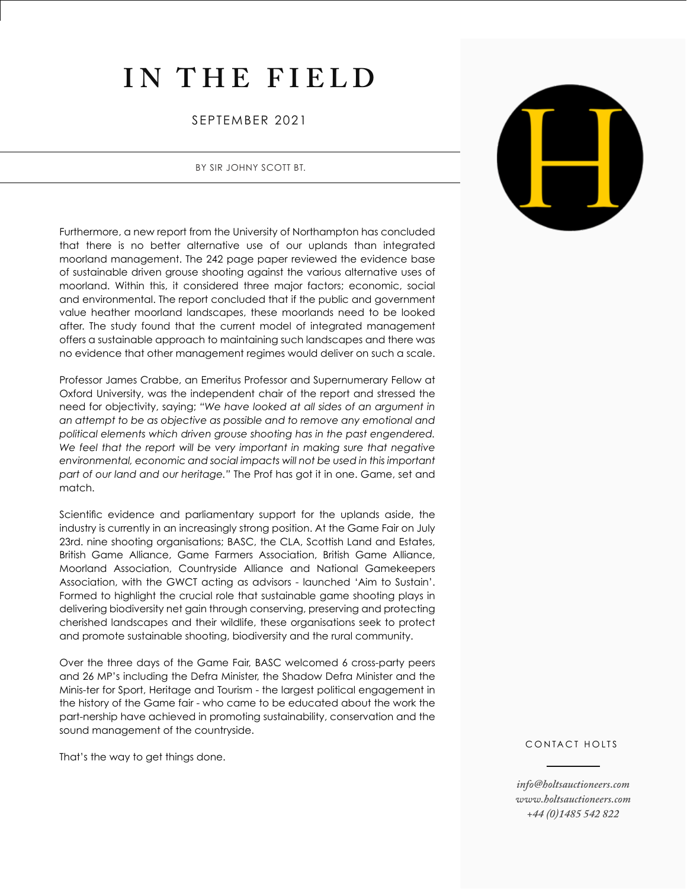# IN THE FIELD

SEPTEMBER 2021

BY SIR JOHNY SCOTT BT.

Furthermore, a new report from the University of Northampton has concluded that there is no better alternative use of our uplands than integrated moorland management. The 242 page paper reviewed the evidence base of sustainable driven grouse shooting against the various alternative uses of moorland. Within this, it considered three major factors; economic, social and environmental. The report concluded that if the public and government value heather moorland landscapes, these moorlands need to be looked after. The study found that the current model of integrated management offers a sustainable approach to maintaining such landscapes and there was no evidence that other management regimes would deliver on such a scale.

Professor James Crabbe, an Emeritus Professor and Supernumerary Fellow at Oxford University, was the independent chair of the report and stressed the need for objectivity, saying; *"We have looked at all sides of an argument in an attempt to be as objective as possible and to remove any emotional and political elements which driven grouse shooting has in the past engendered. We feel that the report will be very important in making sure that negative environmental, economic and social impacts will not be used in this important part of our land and our heritage."* The Prof has got it in one. Game, set and match.

Scientific evidence and parliamentary support for the uplands aside, the industry is currently in an increasingly strong position. At the Game Fair on July 23rd. nine shooting organisations; BASC, the CLA, Scottish Land and Estates, British Game Alliance, Game Farmers Association, British Game Alliance, Moorland Association, Countryside Alliance and National Gamekeepers Association, with the GWCT acting as advisors - launched 'Aim to Sustain'. Formed to highlight the crucial role that sustainable game shooting plays in delivering biodiversity net gain through conserving, preserving and protecting cherished landscapes and their wildlife, these organisations seek to protect and promote sustainable shooting, biodiversity and the rural community.

Over the three days of the Game Fair, BASC welcomed 6 cross-party peers and 26 MP's including the Defra Minister, the Shadow Defra Minister and the Minis-ter for Sport, Heritage and Tourism - the largest political engagement in the history of the Game fair - who came to be educated about the work the part-nership have achieved in promoting sustainability, conservation and the sound management of the countryside.

That's the way to get things done.

CONTACT HOLTS

*info@holtsauctioneers.com*
*www.holtsauctioneers.com*
*+44 (0)1485 542 822*